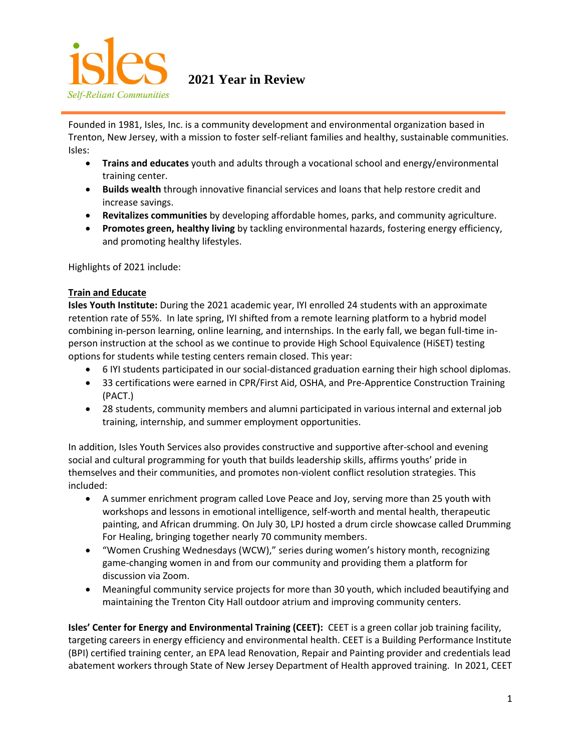isles
*Self-Reliant Communities*

# 2021 Year in Review

Founded in 1981, Isles, Inc. is a community development and environmental organization based in Trenton, New Jersey, with a mission to foster self-reliant families and healthy, sustainable communities. Isles:

- **Trains and educates** youth and adults through a vocational school and energy/environmental training center.
- **Builds wealth** through innovative financial services and loans that help restore credit and increase savings.
- **Revitalizes communities** by developing affordable homes, parks, and community agriculture.
- **Promotes green, healthy living** by tackling environmental hazards, fostering energy efficiency, and promoting healthy lifestyles.

Highlights of 2021 include:

**Train and Educate**

**Isles Youth Institute:** During the 2021 academic year, IYI enrolled 24 students with an approximate retention rate of 55%. In late spring, IYI shifted from a remote learning platform to a hybrid model combining in-person learning, online learning, and internships. In the early fall, we began full-time in-person instruction at the school as we continue to provide High School Equivalence (HiSET) testing options for students while testing centers remain closed. This year:

- 6 IYI students participated in our social-distanced graduation earning their high school diplomas.
- 33 certifications were earned in CPR/First Aid, OSHA, and Pre-Apprentice Construction Training (PACT.)
- 28 students, community members and alumni participated in various internal and external job training, internship, and summer employment opportunities.

In addition, Isles Youth Services also provides constructive and supportive after-school and evening social and cultural programming for youth that builds leadership skills, affirms youths' pride in themselves and their communities, and promotes non-violent conflict resolution strategies. This included:

- A summer enrichment program called Love Peace and Joy, serving more than 25 youth with workshops and lessons in emotional intelligence, self-worth and mental health, therapeutic painting, and African drumming. On July 30, LPJ hosted a drum circle showcase called Drumming For Healing, bringing together nearly 70 community members.
- "Women Crushing Wednesdays (WCW)," series during women's history month, recognizing game-changing women in and from our community and providing them a platform for discussion via Zoom.
- Meaningful community service projects for more than 30 youth, which included beautifying and maintaining the Trenton City Hall outdoor atrium and improving community centers.

**Isles' Center for Energy and Environmental Training (CEET):** CEET is a green collar job training facility, targeting careers in energy efficiency and environmental health. CEET is a Building Performance Institute (BPI) certified training center, an EPA lead Renovation, Repair and Painting provider and credentials lead abatement workers through State of New Jersey Department of Health approved training. In 2021, CEET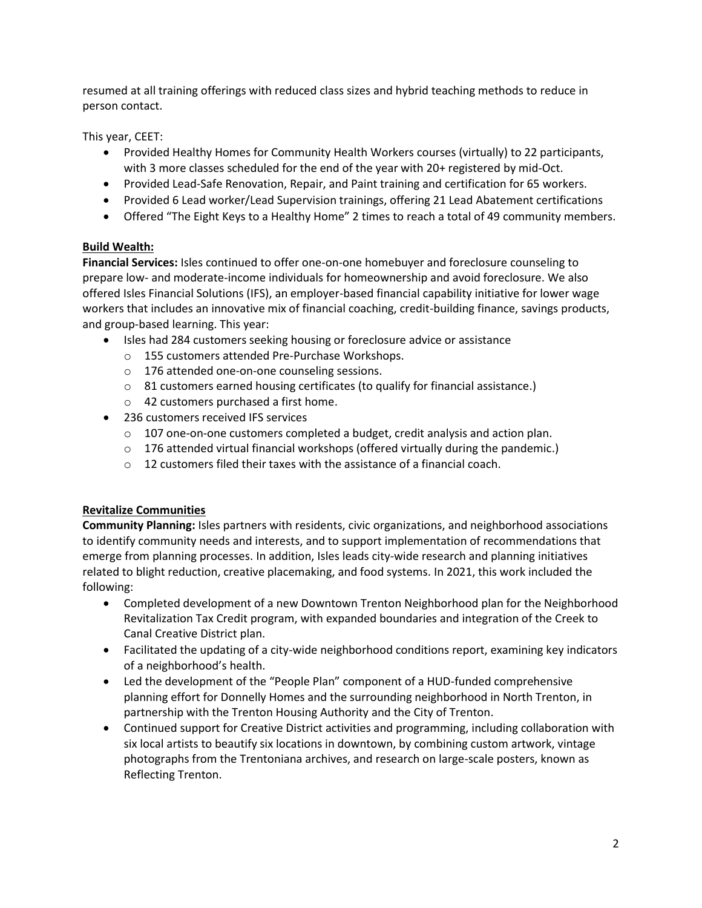resumed at all training offerings with reduced class sizes and hybrid teaching methods to reduce in person contact.

This year, CEET:

- Provided Healthy Homes for Community Health Workers courses (virtually) to 22 participants, with 3 more classes scheduled for the end of the year with 20+ registered by mid-Oct.
- Provided Lead-Safe Renovation, Repair, and Paint training and certification for 65 workers.
- Provided 6 Lead worker/Lead Supervision trainings, offering 21 Lead Abatement certifications
- Offered "The Eight Keys to a Healthy Home" 2 times to reach a total of 49 community members.

**Build Wealth:**

**Financial Services:** Isles continued to offer one-on-one homebuyer and foreclosure counseling to prepare low- and moderate-income individuals for homeownership and avoid foreclosure. We also offered Isles Financial Solutions (IFS), an employer-based financial capability initiative for lower wage workers that includes an innovative mix of financial coaching, credit-building finance, savings products, and group-based learning. This year:

- Isles had 284 customers seeking housing or foreclosure advice or assistance
  - 155 customers attended Pre-Purchase Workshops.
  - 176 attended one-on-one counseling sessions.
  - 81 customers earned housing certificates (to qualify for financial assistance.)
  - 42 customers purchased a first home.
- 236 customers received IFS services
  - 107 one-on-one customers completed a budget, credit analysis and action plan.
  - 176 attended virtual financial workshops (offered virtually during the pandemic.)
  - 12 customers filed their taxes with the assistance of a financial coach.

**Revitalize Communities**

**Community Planning:** Isles partners with residents, civic organizations, and neighborhood associations to identify community needs and interests, and to support implementation of recommendations that emerge from planning processes. In addition, Isles leads city-wide research and planning initiatives related to blight reduction, creative placemaking, and food systems. In 2021, this work included the following:

- Completed development of a new Downtown Trenton Neighborhood plan for the Neighborhood Revitalization Tax Credit program, with expanded boundaries and integration of the Creek to Canal Creative District plan.
- Facilitated the updating of a city-wide neighborhood conditions report, examining key indicators of a neighborhood's health.
- Led the development of the "People Plan" component of a HUD-funded comprehensive planning effort for Donnelly Homes and the surrounding neighborhood in North Trenton, in partnership with the Trenton Housing Authority and the City of Trenton.
- Continued support for Creative District activities and programming, including collaboration with six local artists to beautify six locations in downtown, by combining custom artwork, vintage photographs from the Trentoniana archives, and research on large-scale posters, known as Reflecting Trenton.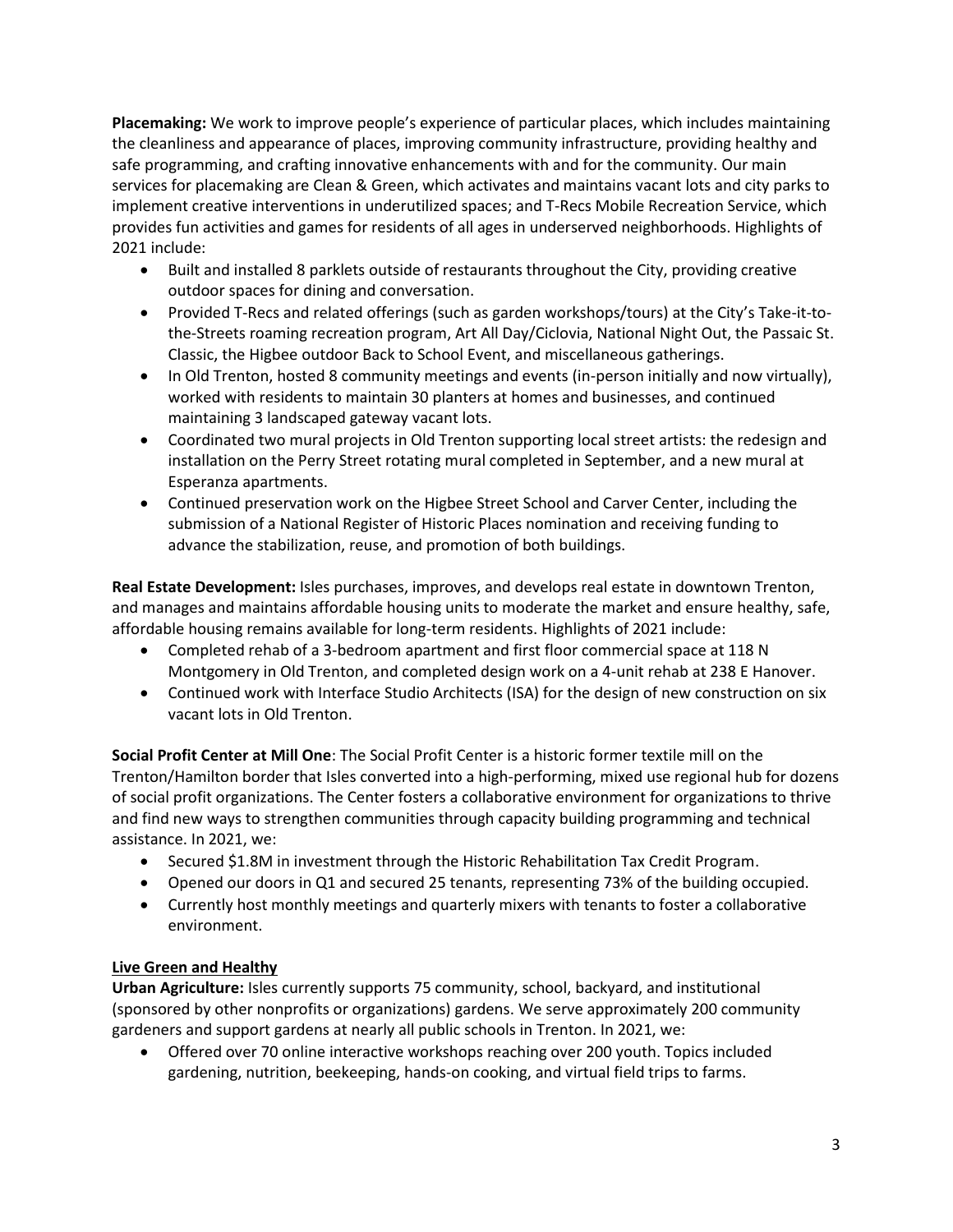**Placemaking:** We work to improve people's experience of particular places, which includes maintaining the cleanliness and appearance of places, improving community infrastructure, providing healthy and safe programming, and crafting innovative enhancements with and for the community. Our main services for placemaking are Clean & Green, which activates and maintains vacant lots and city parks to implement creative interventions in underutilized spaces; and T-Recs Mobile Recreation Service, which provides fun activities and games for residents of all ages in underserved neighborhoods. Highlights of 2021 include:

- Built and installed 8 parklets outside of restaurants throughout the City, providing creative outdoor spaces for dining and conversation.
- Provided T-Recs and related offerings (such as garden workshops/tours) at the City's Take-it-to-the-Streets roaming recreation program, Art All Day/Ciclovia, National Night Out, the Passaic St. Classic, the Higbee outdoor Back to School Event, and miscellaneous gatherings.
- In Old Trenton, hosted 8 community meetings and events (in-person initially and now virtually), worked with residents to maintain 30 planters at homes and businesses, and continued maintaining 3 landscaped gateway vacant lots.
- Coordinated two mural projects in Old Trenton supporting local street artists: the redesign and installation on the Perry Street rotating mural completed in September, and a new mural at Esperanza apartments.
- Continued preservation work on the Higbee Street School and Carver Center, including the submission of a National Register of Historic Places nomination and receiving funding to advance the stabilization, reuse, and promotion of both buildings.

**Real Estate Development:** Isles purchases, improves, and develops real estate in downtown Trenton, and manages and maintains affordable housing units to moderate the market and ensure healthy, safe, affordable housing remains available for long-term residents. Highlights of 2021 include:

- Completed rehab of a 3-bedroom apartment and first floor commercial space at 118 N Montgomery in Old Trenton, and completed design work on a 4-unit rehab at 238 E Hanover.
- Continued work with Interface Studio Architects (ISA) for the design of new construction on six vacant lots in Old Trenton.

**Social Profit Center at Mill One**: The Social Profit Center is a historic former textile mill on the Trenton/Hamilton border that Isles converted into a high-performing, mixed use regional hub for dozens of social profit organizations. The Center fosters a collaborative environment for organizations to thrive and find new ways to strengthen communities through capacity building programming and technical assistance. In 2021, we:

- Secured $1.8M in investment through the Historic Rehabilitation Tax Credit Program.
- Opened our doors in Q1 and secured 25 tenants, representing 73% of the building occupied.
- Currently host monthly meetings and quarterly mixers with tenants to foster a collaborative environment.

**Live Green and Healthy**

**Urban Agriculture:** Isles currently supports 75 community, school, backyard, and institutional (sponsored by other nonprofits or organizations) gardens. We serve approximately 200 community gardeners and support gardens at nearly all public schools in Trenton. In 2021, we:

- Offered over 70 online interactive workshops reaching over 200 youth. Topics included gardening, nutrition, beekeeping, hands-on cooking, and virtual field trips to farms.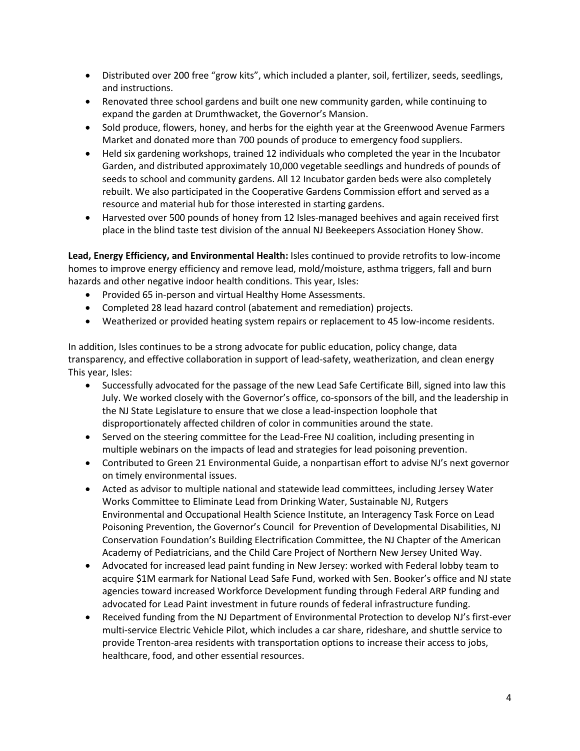- Distributed over 200 free "grow kits", which included a planter, soil, fertilizer, seeds, seedlings, and instructions.
- Renovated three school gardens and built one new community garden, while continuing to expand the garden at Drumthwacket, the Governor's Mansion.
- Sold produce, flowers, honey, and herbs for the eighth year at the Greenwood Avenue Farmers Market and donated more than 700 pounds of produce to emergency food suppliers.
- Held six gardening workshops, trained 12 individuals who completed the year in the Incubator Garden, and distributed approximately 10,000 vegetable seedlings and hundreds of pounds of seeds to school and community gardens. All 12 Incubator garden beds were also completely rebuilt. We also participated in the Cooperative Gardens Commission effort and served as a resource and material hub for those interested in starting gardens.
- Harvested over 500 pounds of honey from 12 Isles-managed beehives and again received first place in the blind taste test division of the annual NJ Beekeepers Association Honey Show.

**Lead, Energy Efficiency, and Environmental Health:** Isles continued to provide retrofits to low-income homes to improve energy efficiency and remove lead, mold/moisture, asthma triggers, fall and burn hazards and other negative indoor health conditions. This year, Isles:

- Provided 65 in-person and virtual Healthy Home Assessments.
- Completed 28 lead hazard control (abatement and remediation) projects.
- Weatherized or provided heating system repairs or replacement to 45 low-income residents.

In addition, Isles continues to be a strong advocate for public education, policy change, data transparency, and effective collaboration in support of lead-safety, weatherization, and clean energy This year, Isles:

- Successfully advocated for the passage of the new Lead Safe Certificate Bill, signed into law this July. We worked closely with the Governor's office, co-sponsors of the bill, and the leadership in the NJ State Legislature to ensure that we close a lead-inspection loophole that disproportionately affected children of color in communities around the state.
- Served on the steering committee for the Lead-Free NJ coalition, including presenting in multiple webinars on the impacts of lead and strategies for lead poisoning prevention.
- Contributed to Green 21 Environmental Guide, a nonpartisan effort to advise NJ's next governor on timely environmental issues.
- Acted as advisor to multiple national and statewide lead committees, including Jersey Water Works Committee to Eliminate Lead from Drinking Water, Sustainable NJ, Rutgers Environmental and Occupational Health Science Institute, an Interagency Task Force on Lead Poisoning Prevention, the Governor's Council for Prevention of Developmental Disabilities, NJ Conservation Foundation's Building Electrification Committee, the NJ Chapter of the American Academy of Pediatricians, and the Child Care Project of Northern New Jersey United Way.
- Advocated for increased lead paint funding in New Jersey: worked with Federal lobby team to acquire $1M earmark for National Lead Safe Fund, worked with Sen. Booker's office and NJ state agencies toward increased Workforce Development funding through Federal ARP funding and advocated for Lead Paint investment in future rounds of federal infrastructure funding.
- Received funding from the NJ Department of Environmental Protection to develop NJ's first-ever multi-service Electric Vehicle Pilot, which includes a car share, rideshare, and shuttle service to provide Trenton-area residents with transportation options to increase their access to jobs, healthcare, food, and other essential resources.